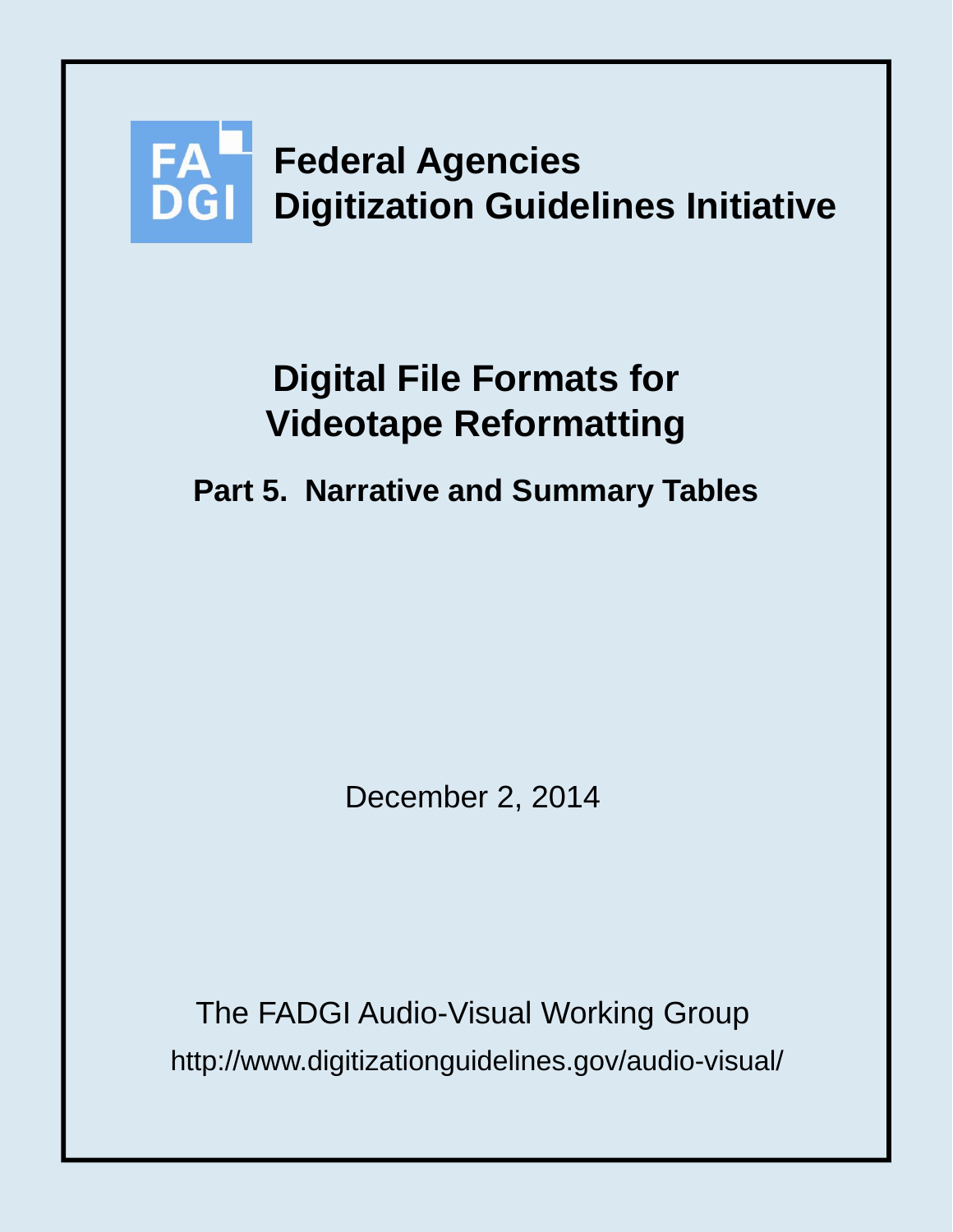FA DGI

**Federal Agencies**
**Digitization Guidelines Initiative**

# Digital File Formats for Videotape Reformatting

## Part 5. Narrative and Summary Tables

December 2, 2014

The FADGI Audio-Visual Working Group

http://www.digitizationguidelines.gov/audio-visual/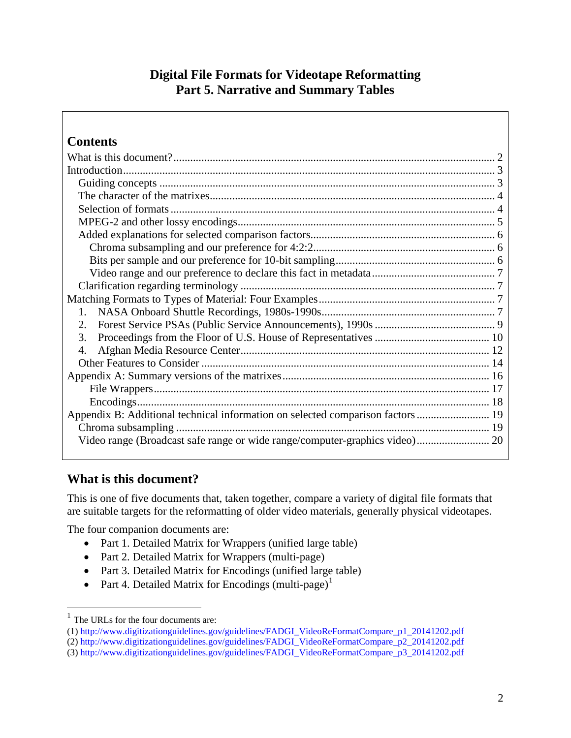# Digital File Formats for Videotape Reformatting
# Part 5. Narrative and Summary Tables

## Contents

- What is this document? ..... 2
- Introduction ..... 3
  - Guiding concepts ..... 3
  - The character of the matrixes ..... 4
  - Selection of formats ..... 4
  - MPEG-2 and other lossy encodings ..... 5
  - Added explanations for selected comparison factors ..... 6
    - Chroma subsampling and our preference for 4:2:2 ..... 6
    - Bits per sample and our preference for 10-bit sampling ..... 6
    - Video range and our preference to declare this fact in metadata ..... 7
  - Clarification regarding terminology ..... 7
- Matching Formats to Types of Material: Four Examples ..... 7
  1. NASA Onboard Shuttle Recordings, 1980s-1990s ..... 7
  2. Forest Service PSAs (Public Service Announcements), 1990s ..... 9
  3. Proceedings from the Floor of U.S. House of Representatives ..... 10
  4. Afghan Media Resource Center ..... 12
  - Other Features to Consider ..... 14
- Appendix A: Summary versions of the matrixes ..... 16
  - File Wrappers ..... 17
  - Encodings ..... 18
- Appendix B: Additional technical information on selected comparison factors ..... 19
  - Chroma subsampling ..... 19
  - Video range (Broadcast safe range or wide range/computer-graphics video) ..... 20

## What is this document?

This is one of five documents that, taken together, compare a variety of digital file formats that are suitable targets for the reformatting of older video materials, generally physical videotapes.

The four companion documents are:

- Part 1. Detailed Matrix for Wrappers (unified large table)
- Part 2. Detailed Matrix for Wrappers (multi-page)
- Part 3. Detailed Matrix for Encodings (unified large table)
- Part 4. Detailed Matrix for Encodings (multi-page)[1]

---

[1] The URLs for the four documents are:

(1) http://www.digitizationguidelines.gov/guidelines/FADGI_VideoReFormatCompare_p1_20141202.pdf
(2) http://www.digitizationguidelines.gov/guidelines/FADGI_VideoReFormatCompare_p2_20141202.pdf
(3) http://www.digitizationguidelines.gov/guidelines/FADGI_VideoReFormatCompare_p3_20141202.pdf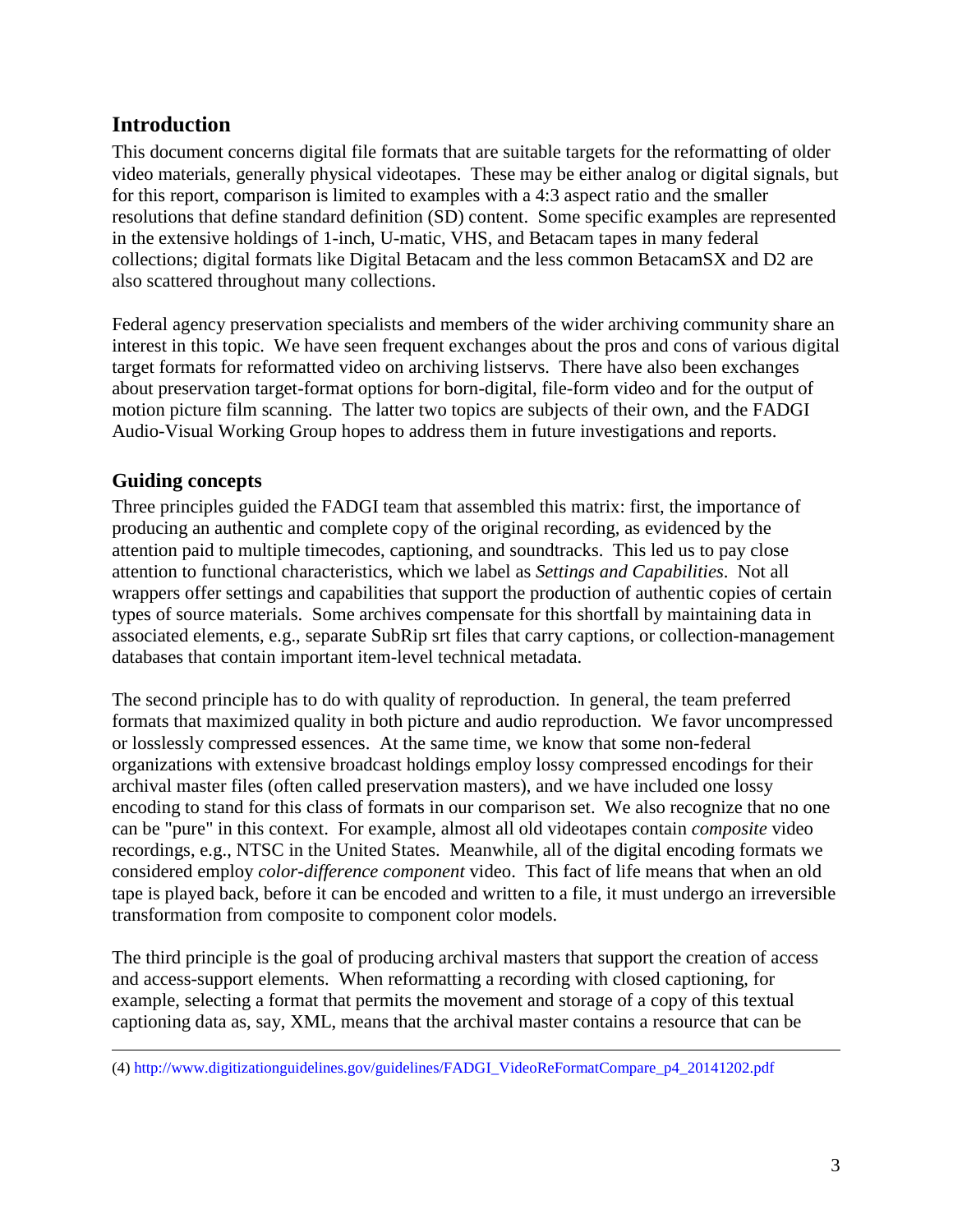## Introduction

This document concerns digital file formats that are suitable targets for the reformatting of older video materials, generally physical videotapes. These may be either analog or digital signals, but for this report, comparison is limited to examples with a 4:3 aspect ratio and the smaller resolutions that define standard definition (SD) content. Some specific examples are represented in the extensive holdings of 1-inch, U-matic, VHS, and Betacam tapes in many federal collections; digital formats like Digital Betacam and the less common BetacamSX and D2 are also scattered throughout many collections.

Federal agency preservation specialists and members of the wider archiving community share an interest in this topic. We have seen frequent exchanges about the pros and cons of various digital target formats for reformatted video on archiving listservs. There have also been exchanges about preservation target-format options for born-digital, file-form video and for the output of motion picture film scanning. The latter two topics are subjects of their own, and the FADGI Audio-Visual Working Group hopes to address them in future investigations and reports.

## Guiding concepts

Three principles guided the FADGI team that assembled this matrix: first, the importance of producing an authentic and complete copy of the original recording, as evidenced by the attention paid to multiple timecodes, captioning, and soundtracks. This led us to pay close attention to functional characteristics, which we label as *Settings and Capabilities*. Not all wrappers offer settings and capabilities that support the production of authentic copies of certain types of source materials. Some archives compensate for this shortfall by maintaining data in associated elements, e.g., separate SubRip srt files that carry captions, or collection-management databases that contain important item-level technical metadata.

The second principle has to do with quality of reproduction. In general, the team preferred formats that maximized quality in both picture and audio reproduction. We favor uncompressed or losslessly compressed essences. At the same time, we know that some non-federal organizations with extensive broadcast holdings employ lossy compressed encodings for their archival master files (often called preservation masters), and we have included one lossy encoding to stand for this class of formats in our comparison set. We also recognize that no one can be "pure" in this context. For example, almost all old videotapes contain *composite* video recordings, e.g., NTSC in the United States. Meanwhile, all of the digital encoding formats we considered employ *color-difference component* video. This fact of life means that when an old tape is played back, before it can be encoded and written to a file, it must undergo an irreversible transformation from composite to component color models.

The third principle is the goal of producing archival masters that support the creation of access and access-support elements. When reformatting a recording with closed captioning, for example, selecting a format that permits the movement and storage of a copy of this textual captioning data as, say, XML, means that the archival master contains a resource that can be

---

(4) http://www.digitizationguidelines.gov/guidelines/FADGI_VideoReFormatCompare_p4_20141202.pdf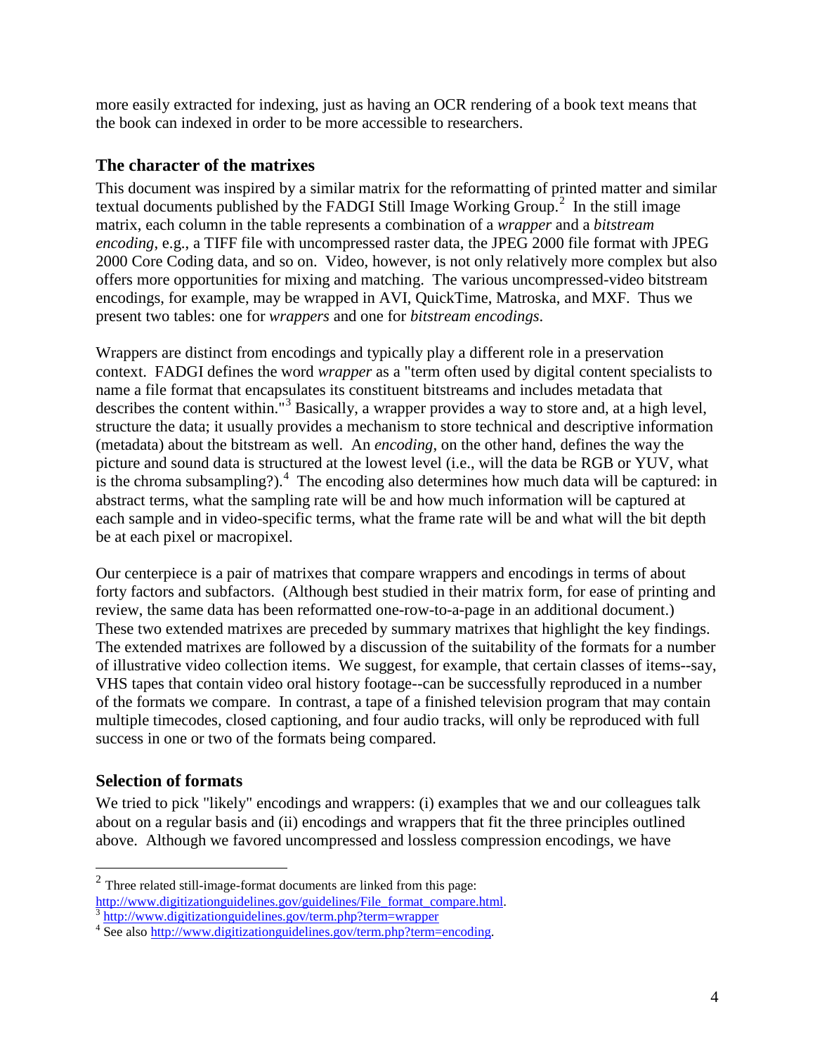more easily extracted for indexing, just as having an OCR rendering of a book text means that the book can indexed in order to be more accessible to researchers.

## The character of the matrixes

This document was inspired by a similar matrix for the reformatting of printed matter and similar textual documents published by the FADGI Still Image Working Group.[2] In the still image matrix, each column in the table represents a combination of a *wrapper* and a *bitstream encoding*, e.g., a TIFF file with uncompressed raster data, the JPEG 2000 file format with JPEG 2000 Core Coding data, and so on. Video, however, is not only relatively more complex but also offers more opportunities for mixing and matching. The various uncompressed-video bitstream encodings, for example, may be wrapped in AVI, QuickTime, Matroska, and MXF. Thus we present two tables: one for *wrappers* and one for *bitstream encodings*.

Wrappers are distinct from encodings and typically play a different role in a preservation context. FADGI defines the word *wrapper* as a "term often used by digital content specialists to name a file format that encapsulates its constituent bitstreams and includes metadata that describes the content within."[3] Basically, a wrapper provides a way to store and, at a high level, structure the data; it usually provides a mechanism to store technical and descriptive information (metadata) about the bitstream as well. An *encoding*, on the other hand, defines the way the picture and sound data is structured at the lowest level (i.e., will the data be RGB or YUV, what is the chroma subsampling?).[4] The encoding also determines how much data will be captured: in abstract terms, what the sampling rate will be and how much information will be captured at each sample and in video-specific terms, what the frame rate will be and what will the bit depth be at each pixel or macropixel.

Our centerpiece is a pair of matrixes that compare wrappers and encodings in terms of about forty factors and subfactors. (Although best studied in their matrix form, for ease of printing and review, the same data has been reformatted one-row-to-a-page in an additional document.) These two extended matrixes are preceded by summary matrixes that highlight the key findings. The extended matrixes are followed by a discussion of the suitability of the formats for a number of illustrative video collection items. We suggest, for example, that certain classes of items--say, VHS tapes that contain video oral history footage--can be successfully reproduced in a number of the formats we compare. In contrast, a tape of a finished television program that may contain multiple timecodes, closed captioning, and four audio tracks, will only be reproduced with full success in one or two of the formats being compared.

## Selection of formats

We tried to pick "likely" encodings and wrappers: (i) examples that we and our colleagues talk about on a regular basis and (ii) encodings and wrappers that fit the three principles outlined above. Although we favored uncompressed and lossless compression encodings, we have

---

[2] Three related still-image-format documents are linked from this page: http://www.digitizationguidelines.gov/guidelines/File_format_compare.html.

[3] http://www.digitizationguidelines.gov/term.php?term=wrapper

[4] See also http://www.digitizationguidelines.gov/term.php?term=encoding.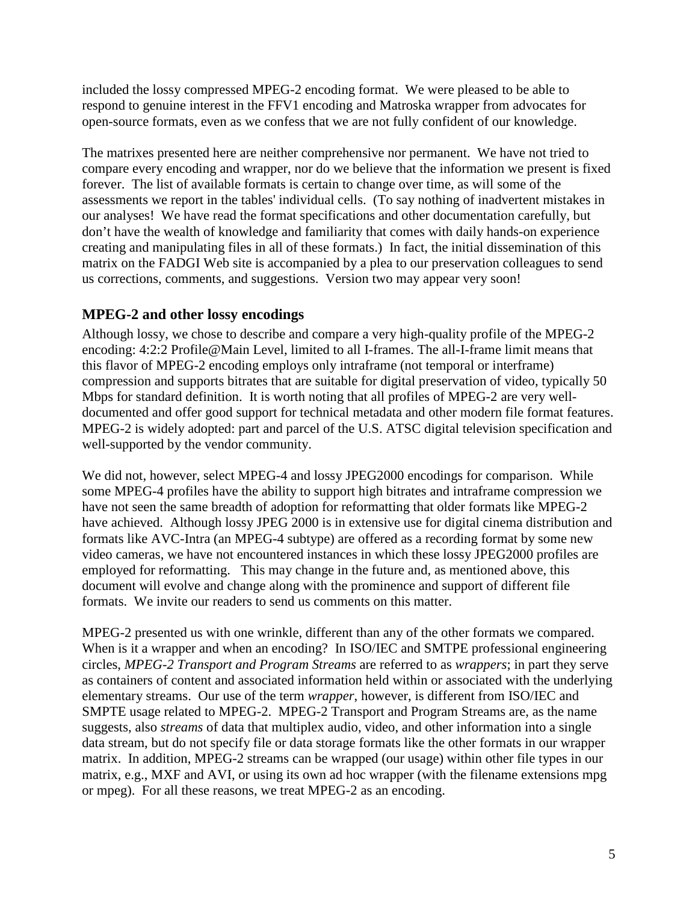included the lossy compressed MPEG-2 encoding format. We were pleased to be able to respond to genuine interest in the FFV1 encoding and Matroska wrapper from advocates for open-source formats, even as we confess that we are not fully confident of our knowledge.

The matrixes presented here are neither comprehensive nor permanent. We have not tried to compare every encoding and wrapper, nor do we believe that the information we present is fixed forever. The list of available formats is certain to change over time, as will some of the assessments we report in the tables' individual cells. (To say nothing of inadvertent mistakes in our analyses! We have read the format specifications and other documentation carefully, but don't have the wealth of knowledge and familiarity that comes with daily hands-on experience creating and manipulating files in all of these formats.) In fact, the initial dissemination of this matrix on the FADGI Web site is accompanied by a plea to our preservation colleagues to send us corrections, comments, and suggestions. Version two may appear very soon!

## MPEG-2 and other lossy encodings

Although lossy, we chose to describe and compare a very high-quality profile of the MPEG-2 encoding: 4:2:2 Profile@Main Level, limited to all I-frames. The all-I-frame limit means that this flavor of MPEG-2 encoding employs only intraframe (not temporal or interframe) compression and supports bitrates that are suitable for digital preservation of video, typically 50 Mbps for standard definition. It is worth noting that all profiles of MPEG-2 are very well-documented and offer good support for technical metadata and other modern file format features. MPEG-2 is widely adopted: part and parcel of the U.S. ATSC digital television specification and well-supported by the vendor community.

We did not, however, select MPEG-4 and lossy JPEG2000 encodings for comparison. While some MPEG-4 profiles have the ability to support high bitrates and intraframe compression we have not seen the same breadth of adoption for reformatting that older formats like MPEG-2 have achieved. Although lossy JPEG 2000 is in extensive use for digital cinema distribution and formats like AVC-Intra (an MPEG-4 subtype) are offered as a recording format by some new video cameras, we have not encountered instances in which these lossy JPEG2000 profiles are employed for reformatting. This may change in the future and, as mentioned above, this document will evolve and change along with the prominence and support of different file formats. We invite our readers to send us comments on this matter.

MPEG-2 presented us with one wrinkle, different than any of the other formats we compared. When is it a wrapper and when an encoding? In ISO/IEC and SMTPE professional engineering circles, *MPEG-2 Transport and Program Streams* are referred to as *wrappers*; in part they serve as containers of content and associated information held within or associated with the underlying elementary streams. Our use of the term *wrapper*, however, is different from ISO/IEC and SMPTE usage related to MPEG-2. MPEG-2 Transport and Program Streams are, as the name suggests, also *streams* of data that multiplex audio, video, and other information into a single data stream, but do not specify file or data storage formats like the other formats in our wrapper matrix. In addition, MPEG-2 streams can be wrapped (our usage) within other file types in our matrix, e.g., MXF and AVI, or using its own ad hoc wrapper (with the filename extensions mpg or mpeg). For all these reasons, we treat MPEG-2 as an encoding.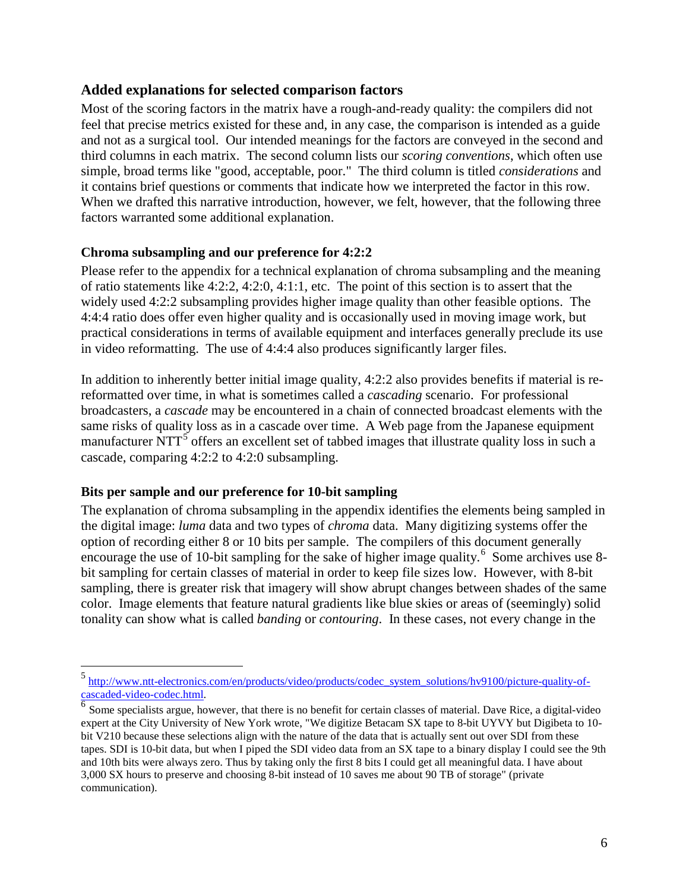## Added explanations for selected comparison factors

Most of the scoring factors in the matrix have a rough-and-ready quality: the compilers did not feel that precise metrics existed for these and, in any case, the comparison is intended as a guide and not as a surgical tool. Our intended meanings for the factors are conveyed in the second and third columns in each matrix. The second column lists our *scoring conventions*, which often use simple, broad terms like "good, acceptable, poor." The third column is titled *considerations* and it contains brief questions or comments that indicate how we interpreted the factor in this row. When we drafted this narrative introduction, however, we felt, however, that the following three factors warranted some additional explanation.

### Chroma subsampling and our preference for 4:2:2

Please refer to the appendix for a technical explanation of chroma subsampling and the meaning of ratio statements like 4:2:2, 4:2:0, 4:1:1, etc. The point of this section is to assert that the widely used 4:2:2 subsampling provides higher image quality than other feasible options. The 4:4:4 ratio does offer even higher quality and is occasionally used in moving image work, but practical considerations in terms of available equipment and interfaces generally preclude its use in video reformatting. The use of 4:4:4 also produces significantly larger files.

In addition to inherently better initial image quality, 4:2:2 also provides benefits if material is re-reformatted over time, in what is sometimes called a *cascading* scenario. For professional broadcasters, a *cascade* may be encountered in a chain of connected broadcast elements with the same risks of quality loss as in a cascade over time. A Web page from the Japanese equipment manufacturer NTT[5] offers an excellent set of tabbed images that illustrate quality loss in such a cascade, comparing 4:2:2 to 4:2:0 subsampling.

### Bits per sample and our preference for 10-bit sampling

The explanation of chroma subsampling in the appendix identifies the elements being sampled in the digital image: *luma* data and two types of *chroma* data. Many digitizing systems offer the option of recording either 8 or 10 bits per sample. The compilers of this document generally encourage the use of 10-bit sampling for the sake of higher image quality.[6] Some archives use 8-bit sampling for certain classes of material in order to keep file sizes low. However, with 8-bit sampling, there is greater risk that imagery will show abrupt changes between shades of the same color. Image elements that feature natural gradients like blue skies or areas of (seemingly) solid tonality can show what is called *banding* or *contouring*. In these cases, not every change in the

---

[5] http://www.ntt-electronics.com/en/products/video/products/codec_system_solutions/hv9100/picture-quality-of-cascaded-video-codec.html.

[6] Some specialists argue, however, that there is no benefit for certain classes of material. Dave Rice, a digital-video expert at the City University of New York wrote, "We digitize Betacam SX tape to 8-bit UYVY but Digibeta to 10-bit V210 because these selections align with the nature of the data that is actually sent out over SDI from these tapes. SDI is 10-bit data, but when I piped the SDI video data from an SX tape to a binary display I could see the 9th and 10th bits were always zero. Thus by taking only the first 8 bits I could get all meaningful data. I have about 3,000 SX hours to preserve and choosing 8-bit instead of 10 saves me about 90 TB of storage" (private communication).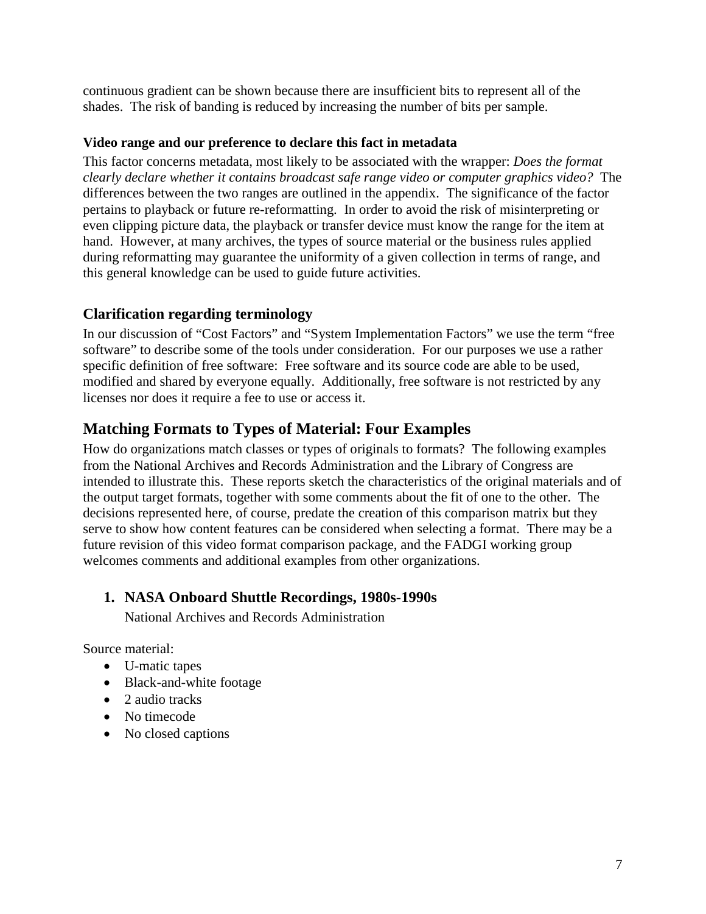continuous gradient can be shown because there are insufficient bits to represent all of the shades. The risk of banding is reduced by increasing the number of bits per sample.

#### Video range and our preference to declare this fact in metadata

This factor concerns metadata, most likely to be associated with the wrapper: *Does the format clearly declare whether it contains broadcast safe range video or computer graphics video?* The differences between the two ranges are outlined in the appendix. The significance of the factor pertains to playback or future re-reformatting. In order to avoid the risk of misinterpreting or even clipping picture data, the playback or transfer device must know the range for the item at hand. However, at many archives, the types of source material or the business rules applied during reformatting may guarantee the uniformity of a given collection in terms of range, and this general knowledge can be used to guide future activities.

### Clarification regarding terminology

In our discussion of "Cost Factors" and "System Implementation Factors" we use the term "free software" to describe some of the tools under consideration. For our purposes we use a rather specific definition of free software: Free software and its source code are able to be used, modified and shared by everyone equally. Additionally, free software is not restricted by any licenses nor does it require a fee to use or access it.

## Matching Formats to Types of Material: Four Examples

How do organizations match classes or types of originals to formats? The following examples from the National Archives and Records Administration and the Library of Congress are intended to illustrate this. These reports sketch the characteristics of the original materials and of the output target formats, together with some comments about the fit of one to the other. The decisions represented here, of course, predate the creation of this comparison matrix but they serve to show how content features can be considered when selecting a format. There may be a future revision of this video format comparison package, and the FADGI working group welcomes comments and additional examples from other organizations.

### 1. NASA Onboard Shuttle Recordings, 1980s-1990s

National Archives and Records Administration

Source material:

- U-matic tapes
- Black-and-white footage
- 2 audio tracks
- No timecode
- No closed captions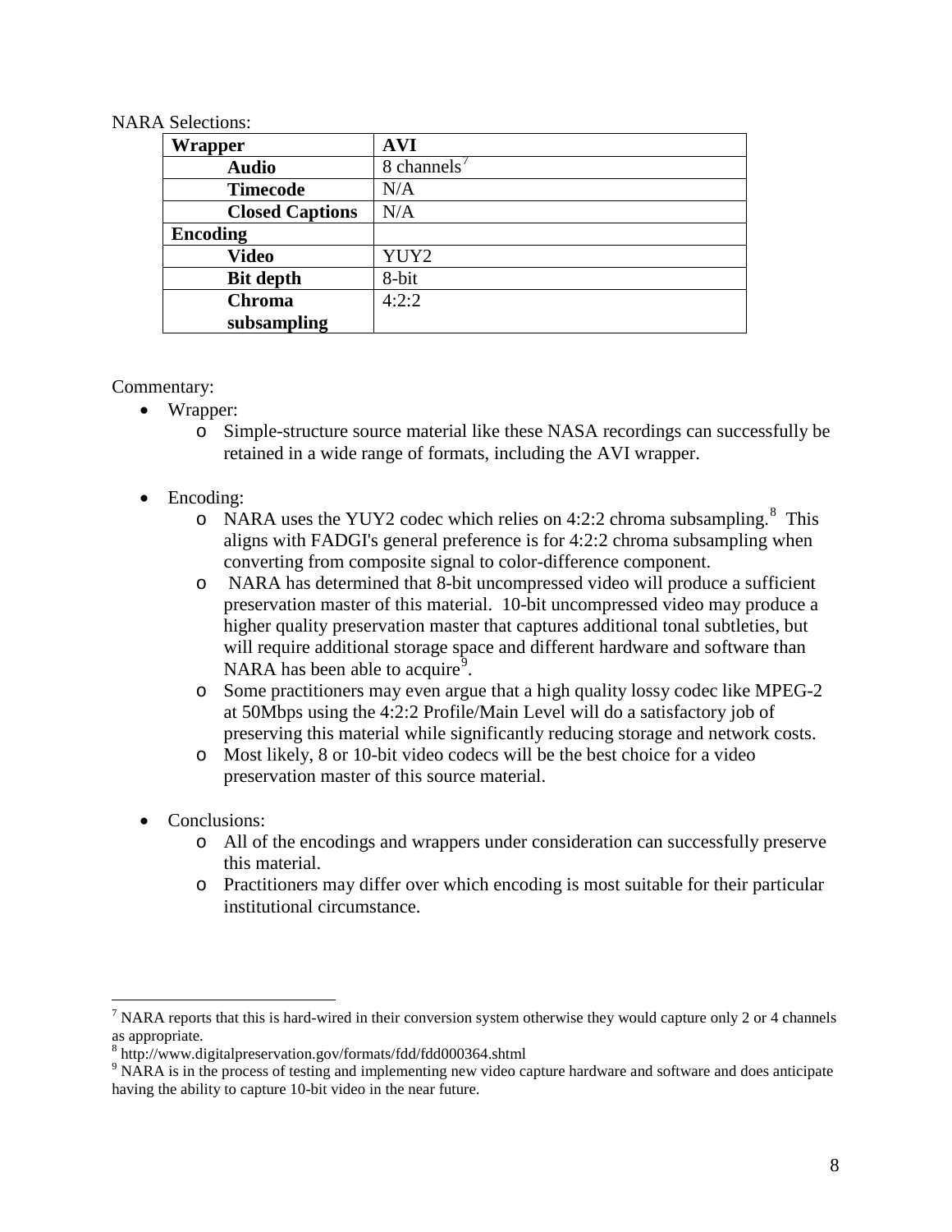NARA Selections:

| Wrapper | AVI |
|---|---|
| Audio | 8 channels[7] |
| Timecode | N/A |
| Closed Captions | N/A |
| **Encoding** | |
| Video | YUY2 |
| Bit depth | 8-bit |
| Chroma subsampling | 4:2:2 |

Commentary:

- Wrapper:
  - Simple-structure source material like these NASA recordings can successfully be retained in a wide range of formats, including the AVI wrapper.

- Encoding:
  - NARA uses the YUY2 codec which relies on 4:2:2 chroma subsampling.[8] This aligns with FADGI's general preference is for 4:2:2 chroma subsampling when converting from composite signal to color-difference component.
  - NARA has determined that 8-bit uncompressed video will produce a sufficient preservation master of this material. 10-bit uncompressed video may produce a higher quality preservation master that captures additional tonal subtleties, but will require additional storage space and different hardware and software than NARA has been able to acquire[9].
  - Some practitioners may even argue that a high quality lossy codec like MPEG-2 at 50Mbps using the 4:2:2 Profile/Main Level will do a satisfactory job of preserving this material while significantly reducing storage and network costs.
  - Most likely, 8 or 10-bit video codecs will be the best choice for a video preservation master of this source material.

- Conclusions:
  - All of the encodings and wrappers under consideration can successfully preserve this material.
  - Practitioners may differ over which encoding is most suitable for their particular institutional circumstance.

---

[7] NARA reports that this is hard-wired in their conversion system otherwise they would capture only 2 or 4 channels as appropriate.

[8] http://www.digitalpreservation.gov/formats/fdd/fdd000364.shtml

[9] NARA is in the process of testing and implementing new video capture hardware and software and does anticipate having the ability to capture 10-bit video in the near future.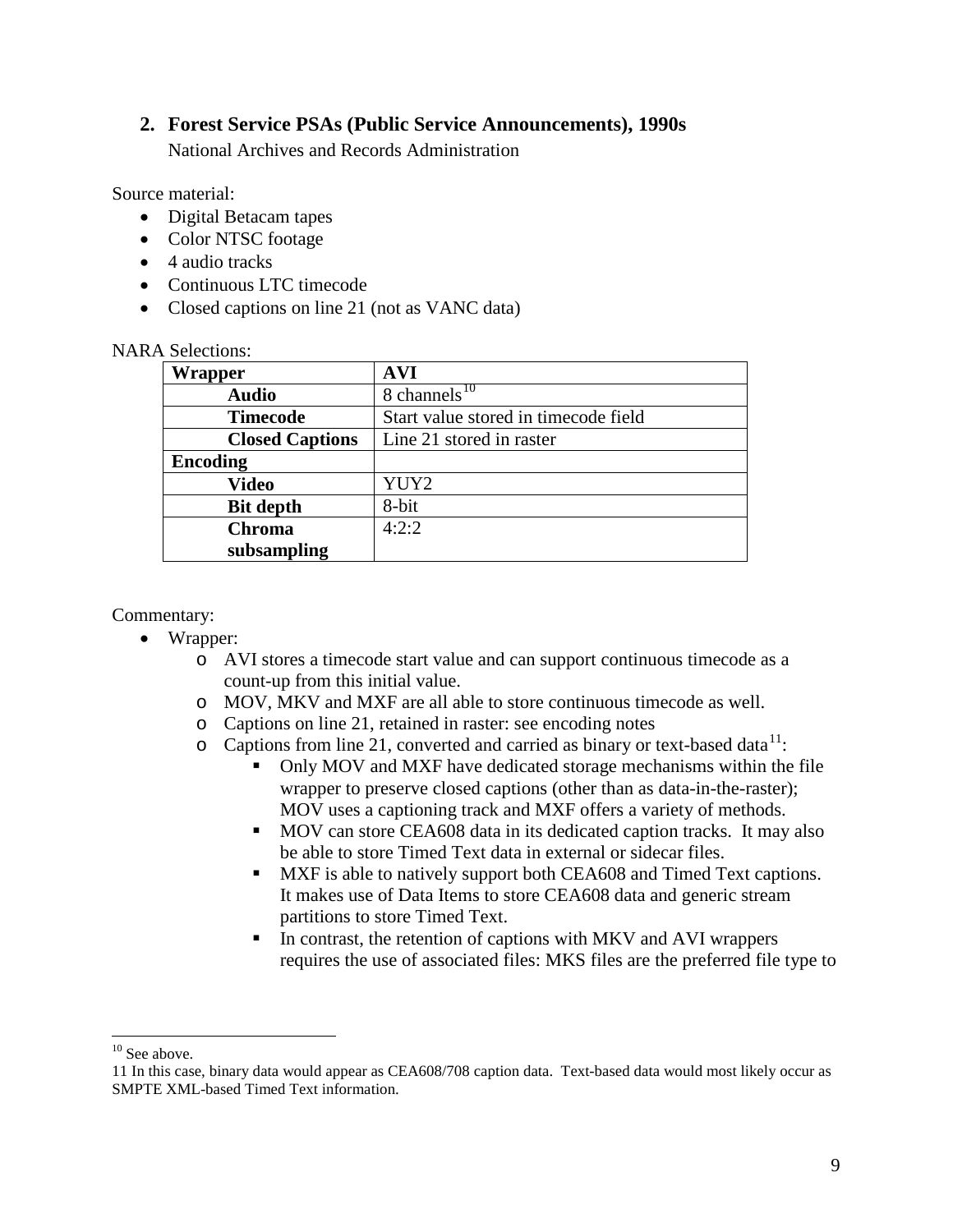## 2. Forest Service PSAs (Public Service Announcements), 1990s

National Archives and Records Administration

Source material:

- Digital Betacam tapes
- Color NTSC footage
- 4 audio tracks
- Continuous LTC timecode
- Closed captions on line 21 (not as VANC data)

NARA Selections:

| Wrapper | AVI |
|---|---|
| Audio | 8 channels[10] |
| Timecode | Start value stored in timecode field |
| Closed Captions | Line 21 stored in raster |
| **Encoding** | |
| Video | YUY2 |
| Bit depth | 8-bit |
| Chroma subsampling | 4:2:2 |

Commentary:

- Wrapper:
  - AVI stores a timecode start value and can support continuous timecode as a count-up from this initial value.
  - MOV, MKV and MXF are all able to store continuous timecode as well.
  - Captions on line 21, retained in raster: see encoding notes
  - Captions from line 21, converted and carried as binary or text-based data[11]:
    - Only MOV and MXF have dedicated storage mechanisms within the file wrapper to preserve closed captions (other than as data-in-the-raster); MOV uses a captioning track and MXF offers a variety of methods.
    - MOV can store CEA608 data in its dedicated caption tracks. It may also be able to store Timed Text data in external or sidecar files.
    - MXF is able to natively support both CEA608 and Timed Text captions. It makes use of Data Items to store CEA608 data and generic stream partitions to store Timed Text.
    - In contrast, the retention of captions with MKV and AVI wrappers requires the use of associated files: MKS files are the preferred file type to

---

[10] See above.

11 In this case, binary data would appear as CEA608/708 caption data. Text-based data would most likely occur as SMPTE XML-based Timed Text information.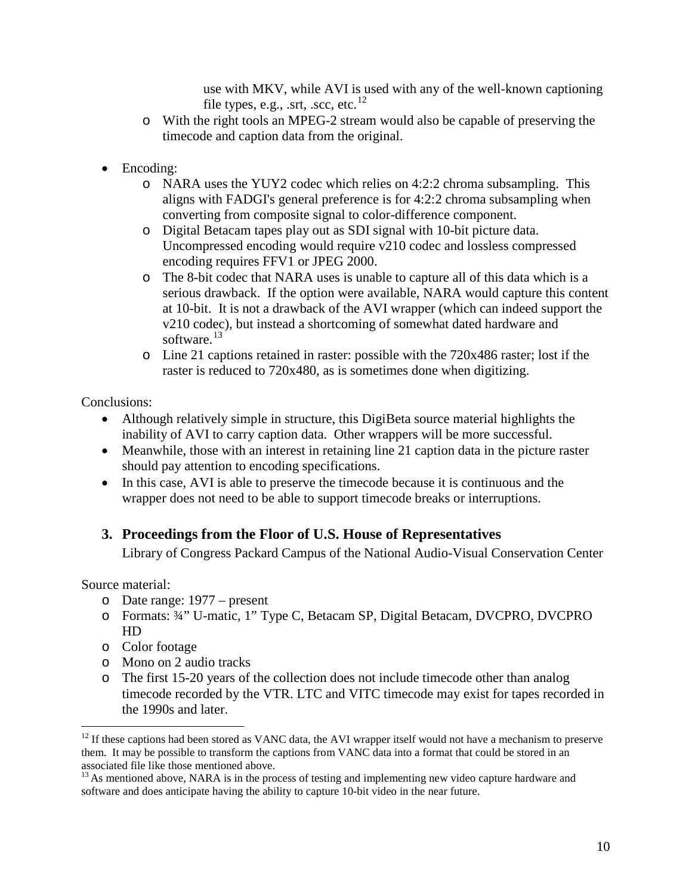use with MKV, while AVI is used with any of the well-known captioning file types, e.g., .srt, .scc, etc.[12]

- With the right tools an MPEG-2 stream would also be capable of preserving the timecode and caption data from the original.

- Encoding:
  - NARA uses the YUY2 codec which relies on 4:2:2 chroma subsampling. This aligns with FADGI's general preference is for 4:2:2 chroma subsampling when converting from composite signal to color-difference component.
  - Digital Betacam tapes play out as SDI signal with 10-bit picture data. Uncompressed encoding would require v210 codec and lossless compressed encoding requires FFV1 or JPEG 2000.
  - The 8-bit codec that NARA uses is unable to capture all of this data which is a serious drawback. If the option were available, NARA would capture this content at 10-bit. It is not a drawback of the AVI wrapper (which can indeed support the v210 codec), but instead a shortcoming of somewhat dated hardware and software.[13]
  - Line 21 captions retained in raster: possible with the 720x486 raster; lost if the raster is reduced to 720x480, as is sometimes done when digitizing.

Conclusions:

- Although relatively simple in structure, this DigiBeta source material highlights the inability of AVI to carry caption data. Other wrappers will be more successful.
- Meanwhile, those with an interest in retaining line 21 caption data in the picture raster should pay attention to encoding specifications.
- In this case, AVI is able to preserve the timecode because it is continuous and the wrapper does not need to be able to support timecode breaks or interruptions.

### 3. Proceedings from the Floor of U.S. House of Representatives

Library of Congress Packard Campus of the National Audio-Visual Conservation Center

Source material:

- Date range: 1977 – present
- Formats: ¾" U-matic, 1" Type C, Betacam SP, Digital Betacam, DVCPRO, DVCPRO HD
- Color footage
- Mono on 2 audio tracks
- The first 15-20 years of the collection does not include timecode other than analog timecode recorded by the VTR. LTC and VITC timecode may exist for tapes recorded in the 1990s and later.

---

[12] If these captions had been stored as VANC data, the AVI wrapper itself would not have a mechanism to preserve them. It may be possible to transform the captions from VANC data into a format that could be stored in an associated file like those mentioned above.

[13] As mentioned above, NARA is in the process of testing and implementing new video capture hardware and software and does anticipate having the ability to capture 10-bit video in the near future.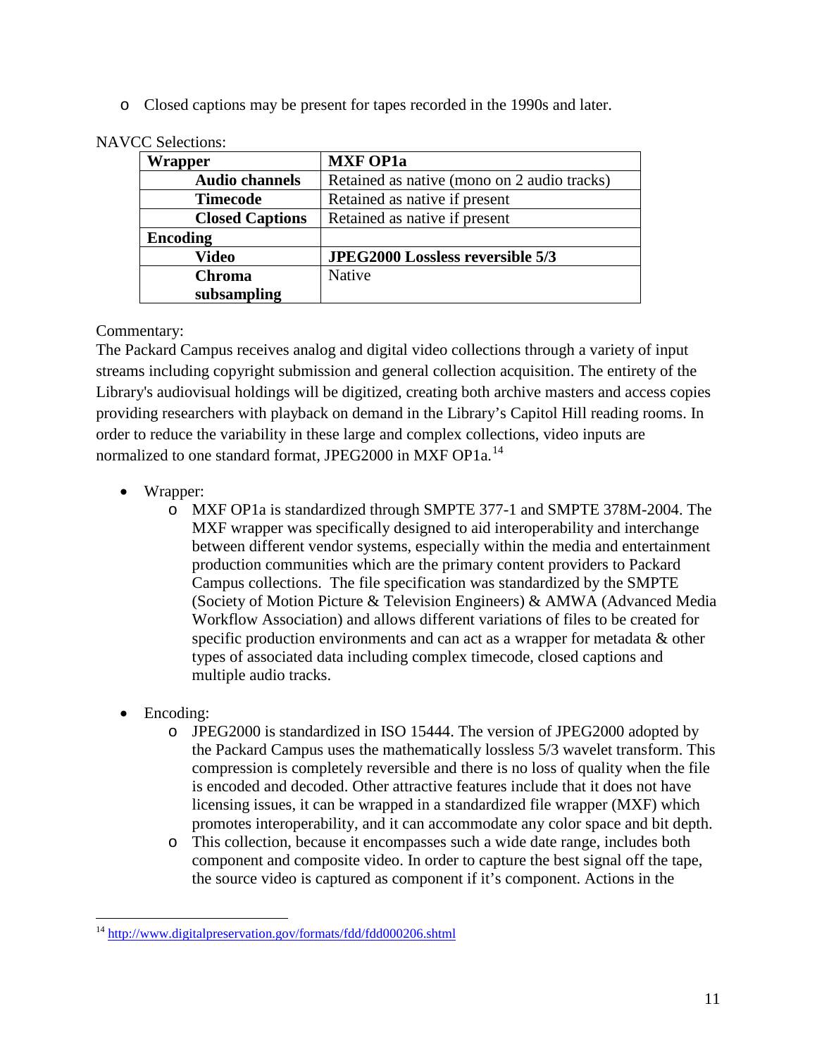- Closed captions may be present for tapes recorded in the 1990s and later.

NAVCC Selections:

| **Wrapper** | **MXF OP1a** |
|---|---|
| **Audio channels** | Retained as native (mono on 2 audio tracks) |
| **Timecode** | Retained as native if present |
| **Closed Captions** | Retained as native if present |
| **Encoding** | |
| **Video** | **JPEG2000 Lossless reversible 5/3** |
| **Chroma subsampling** | Native |

Commentary:
The Packard Campus receives analog and digital video collections through a variety of input streams including copyright submission and general collection acquisition. The entirety of the Library's audiovisual holdings will be digitized, creating both archive masters and access copies providing researchers with playback on demand in the Library's Capitol Hill reading rooms. In order to reduce the variability in these large and complex collections, video inputs are normalized to one standard format, JPEG2000 in MXF OP1a.[14]

- Wrapper:
  - MXF OP1a is standardized through SMPTE 377-1 and SMPTE 378M-2004. The MXF wrapper was specifically designed to aid interoperability and interchange between different vendor systems, especially within the media and entertainment production communities which are the primary content providers to Packard Campus collections. The file specification was standardized by the SMPTE (Society of Motion Picture & Television Engineers) & AMWA (Advanced Media Workflow Association) and allows different variations of files to be created for specific production environments and can act as a wrapper for metadata & other types of associated data including complex timecode, closed captions and multiple audio tracks.

- Encoding:
  - JPEG2000 is standardized in ISO 15444. The version of JPEG2000 adopted by the Packard Campus uses the mathematically lossless 5/3 wavelet transform. This compression is completely reversible and there is no loss of quality when the file is encoded and decoded. Other attractive features include that it does not have licensing issues, it can be wrapped in a standardized file wrapper (MXF) which promotes interoperability, and it can accommodate any color space and bit depth.
  - This collection, because it encompasses such a wide date range, includes both component and composite video. In order to capture the best signal off the tape, the source video is captured as component if it's component. Actions in the

[14] http://www.digitalpreservation.gov/formats/fdd/fdd000206.shtml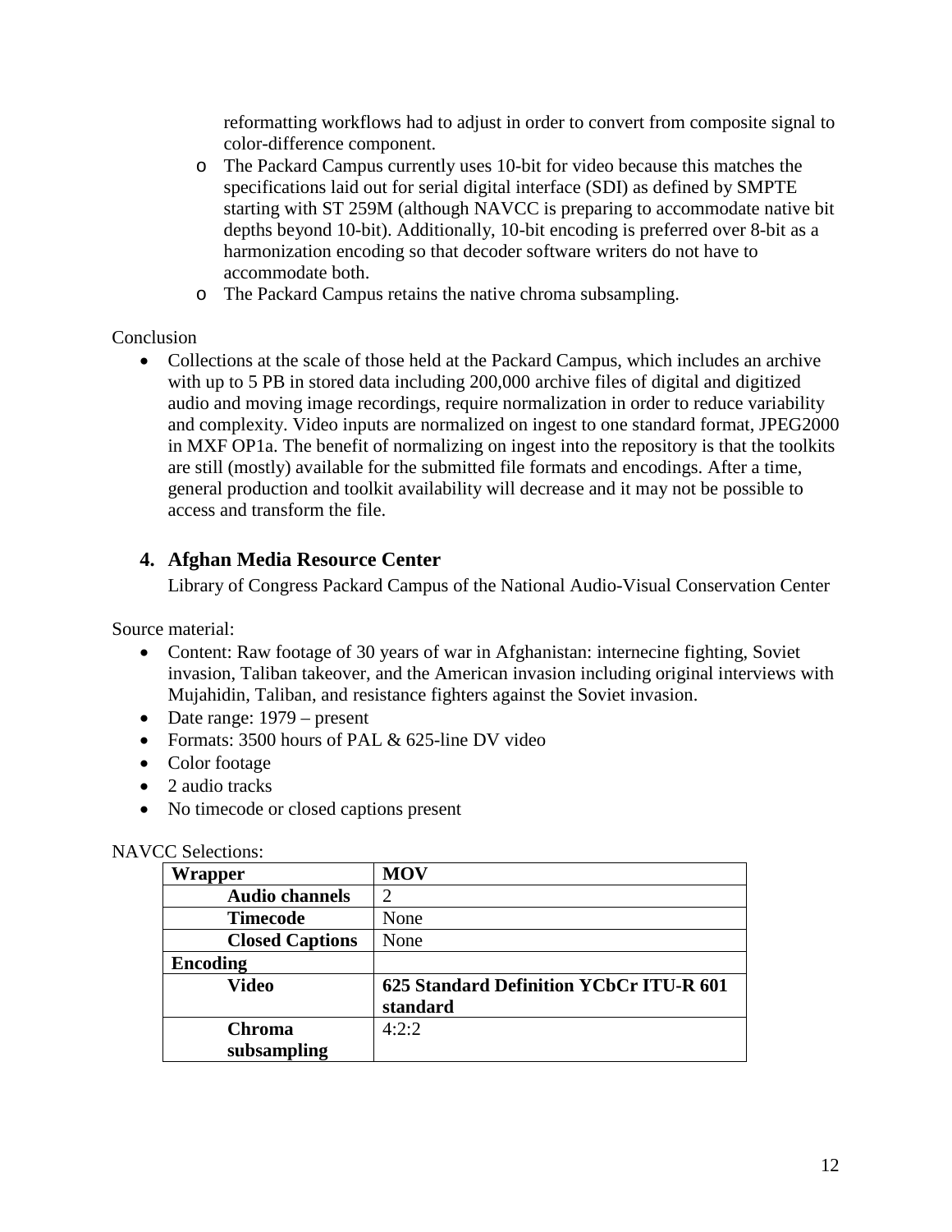reformatting workflows had to adjust in order to convert from composite signal to color-difference component.

- The Packard Campus currently uses 10-bit for video because this matches the specifications laid out for serial digital interface (SDI) as defined by SMPTE starting with ST 259M (although NAVCC is preparing to accommodate native bit depths beyond 10-bit). Additionally, 10-bit encoding is preferred over 8-bit as a harmonization encoding so that decoder software writers do not have to accommodate both.
- The Packard Campus retains the native chroma subsampling.

Conclusion

- Collections at the scale of those held at the Packard Campus, which includes an archive with up to 5 PB in stored data including 200,000 archive files of digital and digitized audio and moving image recordings, require normalization in order to reduce variability and complexity. Video inputs are normalized on ingest to one standard format, JPEG2000 in MXF OP1a. The benefit of normalizing on ingest into the repository is that the toolkits are still (mostly) available for the submitted file formats and encodings. After a time, general production and toolkit availability will decrease and it may not be possible to access and transform the file.

## 4. Afghan Media Resource Center

Library of Congress Packard Campus of the National Audio-Visual Conservation Center

Source material:

- Content: Raw footage of 30 years of war in Afghanistan: internecine fighting, Soviet invasion, Taliban takeover, and the American invasion including original interviews with Mujahidin, Taliban, and resistance fighters against the Soviet invasion.
- Date range: 1979 – present
- Formats: 3500 hours of PAL & 625-line DV video
- Color footage
- 2 audio tracks
- No timecode or closed captions present

NAVCC Selections:

| **Wrapper** | **MOV** |
|---|---|
| **Audio channels** | 2 |
| **Timecode** | None |
| **Closed Captions** | None |
| **Encoding** | |
| **Video** | **625 Standard Definition YCbCr ITU-R 601 standard** |
| **Chroma subsampling** | 4:2:2 |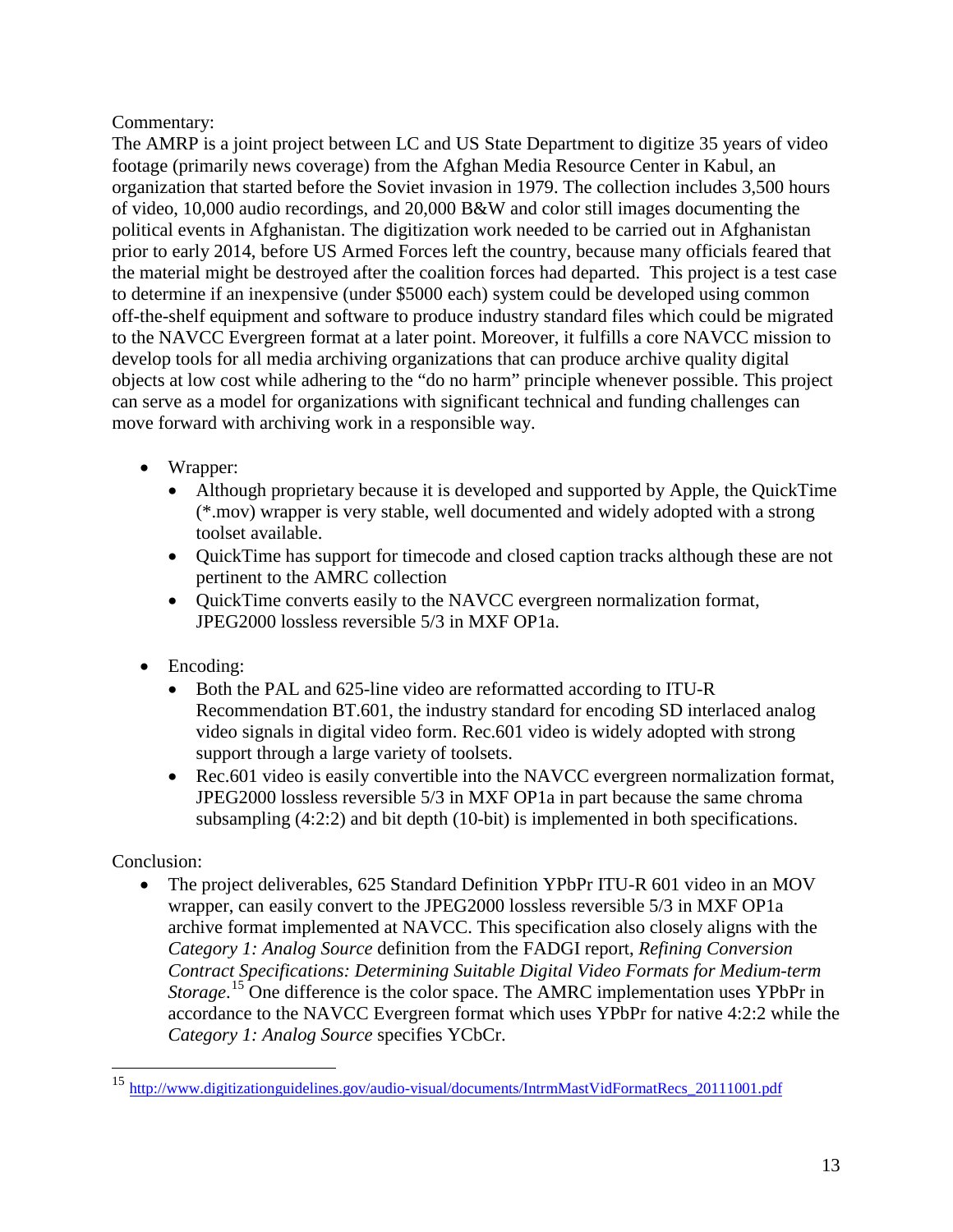Commentary:

The AMRP is a joint project between LC and US State Department to digitize 35 years of video footage (primarily news coverage) from the Afghan Media Resource Center in Kabul, an organization that started before the Soviet invasion in 1979. The collection includes 3,500 hours of video, 10,000 audio recordings, and 20,000 B&W and color still images documenting the political events in Afghanistan. The digitization work needed to be carried out in Afghanistan prior to early 2014, before US Armed Forces left the country, because many officials feared that the material might be destroyed after the coalition forces had departed. This project is a test case to determine if an inexpensive (under $5000 each) system could be developed using common off-the-shelf equipment and software to produce industry standard files which could be migrated to the NAVCC Evergreen format at a later point. Moreover, it fulfills a core NAVCC mission to develop tools for all media archiving organizations that can produce archive quality digital objects at low cost while adhering to the "do no harm" principle whenever possible. This project can serve as a model for organizations with significant technical and funding challenges can move forward with archiving work in a responsible way.

- Wrapper:
  - Although proprietary because it is developed and supported by Apple, the QuickTime (*.mov) wrapper is very stable, well documented and widely adopted with a strong toolset available.
  - QuickTime has support for timecode and closed caption tracks although these are not pertinent to the AMRC collection
  - QuickTime converts easily to the NAVCC evergreen normalization format, JPEG2000 lossless reversible 5/3 in MXF OP1a.

- Encoding:
  - Both the PAL and 625-line video are reformatted according to ITU-R Recommendation BT.601, the industry standard for encoding SD interlaced analog video signals in digital video form. Rec.601 video is widely adopted with strong support through a large variety of toolsets.
  - Rec.601 video is easily convertible into the NAVCC evergreen normalization format, JPEG2000 lossless reversible 5/3 in MXF OP1a in part because the same chroma subsampling (4:2:2) and bit depth (10-bit) is implemented in both specifications.

Conclusion:

- The project deliverables, 625 Standard Definition YPbPr ITU-R 601 video in an MOV wrapper, can easily convert to the JPEG2000 lossless reversible 5/3 in MXF OP1a archive format implemented at NAVCC. This specification also closely aligns with the *Category 1: Analog Source* definition from the FADGI report, *Refining Conversion Contract Specifications: Determining Suitable Digital Video Formats for Medium-term Storage*.[15] One difference is the color space. The AMRC implementation uses YPbPr in accordance to the NAVCC Evergreen format which uses YPbPr for native 4:2:2 while the *Category 1: Analog Source* specifies YCbCr.

[15] http://www.digitizationguidelines.gov/audio-visual/documents/IntrmMastVidFormatRecs_20111001.pdf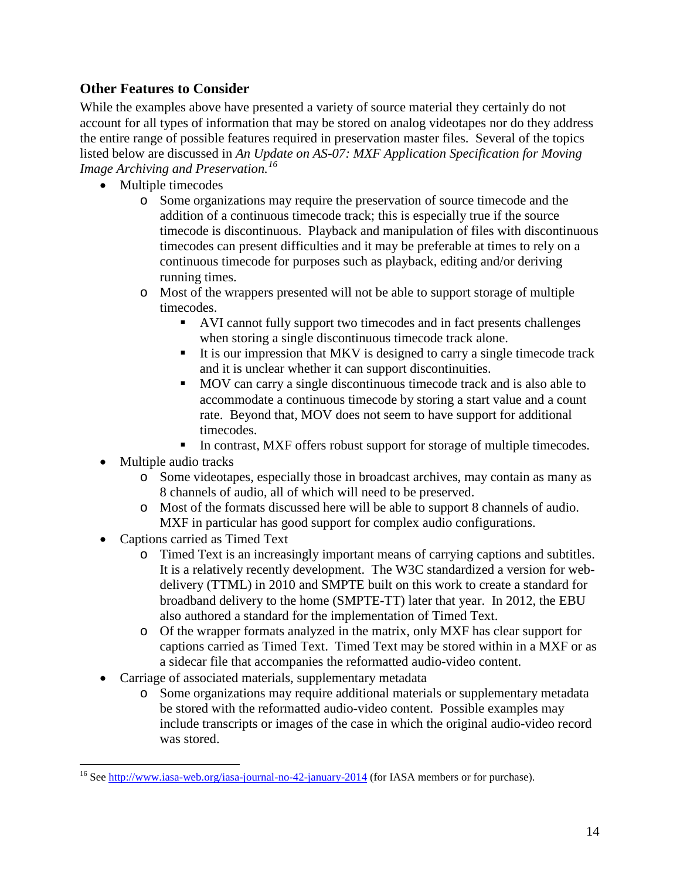## Other Features to Consider

While the examples above have presented a variety of source material they certainly do not account for all types of information that may be stored on analog videotapes nor do they address the entire range of possible features required in preservation master files. Several of the topics listed below are discussed in *An Update on AS-07: MXF Application Specification for Moving Image Archiving and Preservation.*[16]

- Multiple timecodes
  - Some organizations may require the preservation of source timecode and the addition of a continuous timecode track; this is especially true if the source timecode is discontinuous. Playback and manipulation of files with discontinuous timecodes can present difficulties and it may be preferable at times to rely on a continuous timecode for purposes such as playback, editing and/or deriving running times.
  - Most of the wrappers presented will not be able to support storage of multiple timecodes.
    - AVI cannot fully support two timecodes and in fact presents challenges when storing a single discontinuous timecode track alone.
    - It is our impression that MKV is designed to carry a single timecode track and it is unclear whether it can support discontinuities.
    - MOV can carry a single discontinuous timecode track and is also able to accommodate a continuous timecode by storing a start value and a count rate. Beyond that, MOV does not seem to have support for additional timecodes.
    - In contrast, MXF offers robust support for storage of multiple timecodes.
- Multiple audio tracks
  - Some videotapes, especially those in broadcast archives, may contain as many as 8 channels of audio, all of which will need to be preserved.
  - Most of the formats discussed here will be able to support 8 channels of audio. MXF in particular has good support for complex audio configurations.
- Captions carried as Timed Text
  - Timed Text is an increasingly important means of carrying captions and subtitles. It is a relatively recently development. The W3C standardized a version for web-delivery (TTML) in 2010 and SMPTE built on this work to create a standard for broadband delivery to the home (SMPTE-TT) later that year. In 2012, the EBU also authored a standard for the implementation of Timed Text.
  - Of the wrapper formats analyzed in the matrix, only MXF has clear support for captions carried as Timed Text. Timed Text may be stored within in a MXF or as a sidecar file that accompanies the reformatted audio-video content.
- Carriage of associated materials, supplementary metadata
  - Some organizations may require additional materials or supplementary metadata be stored with the reformatted audio-video content. Possible examples may include transcripts or images of the case in which the original audio-video record was stored.

---

[16] See http://www.iasa-web.org/iasa-journal-no-42-january-2014 (for IASA members or for purchase).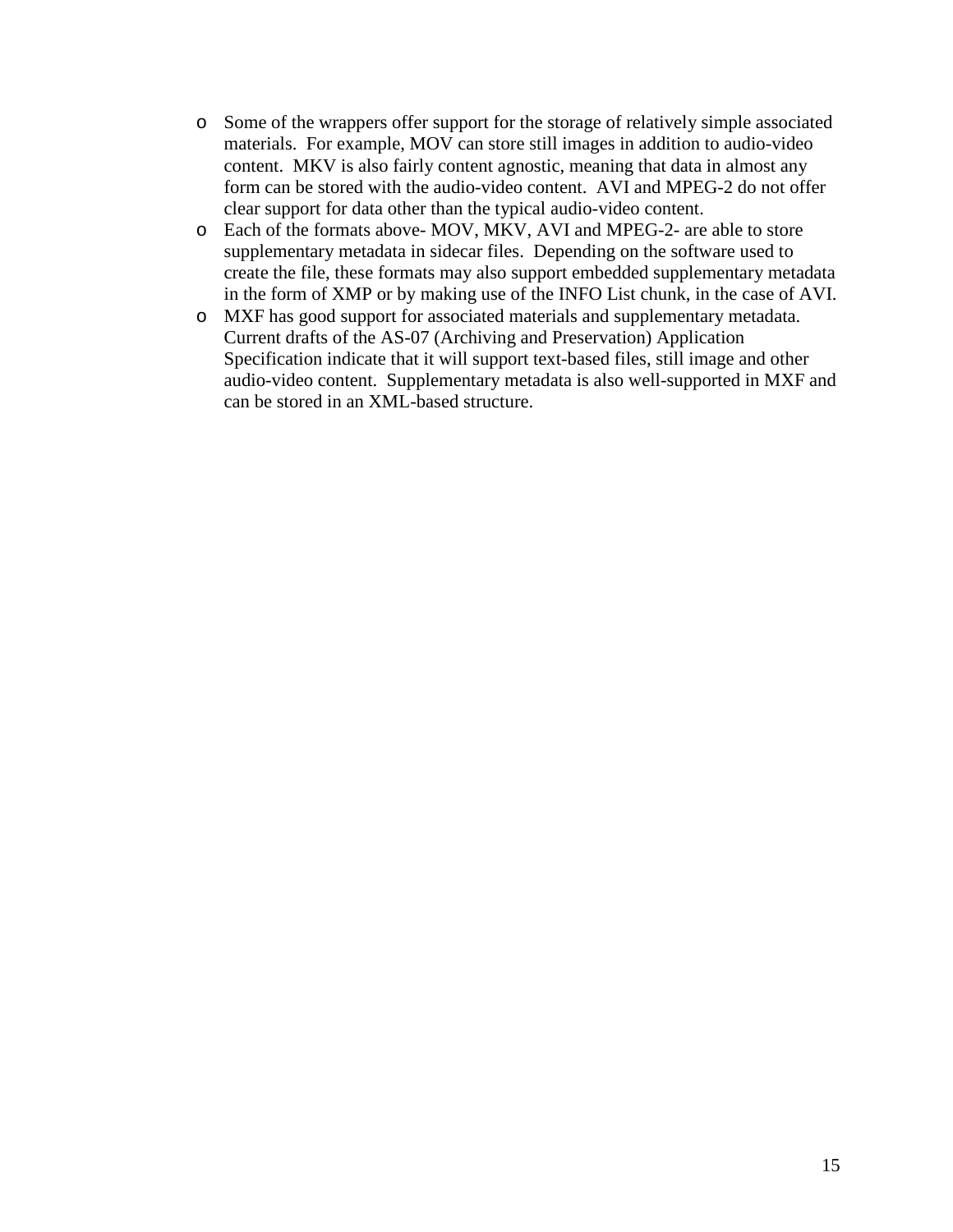- Some of the wrappers offer support for the storage of relatively simple associated materials. For example, MOV can store still images in addition to audio-video content. MKV is also fairly content agnostic, meaning that data in almost any form can be stored with the audio-video content. AVI and MPEG-2 do not offer clear support for data other than the typical audio-video content.
- Each of the formats above- MOV, MKV, AVI and MPEG-2- are able to store supplementary metadata in sidecar files. Depending on the software used to create the file, these formats may also support embedded supplementary metadata in the form of XMP or by making use of the INFO List chunk, in the case of AVI.
- MXF has good support for associated materials and supplementary metadata. Current drafts of the AS-07 (Archiving and Preservation) Application Specification indicate that it will support text-based files, still image and other audio-video content. Supplementary metadata is also well-supported in MXF and can be stored in an XML-based structure.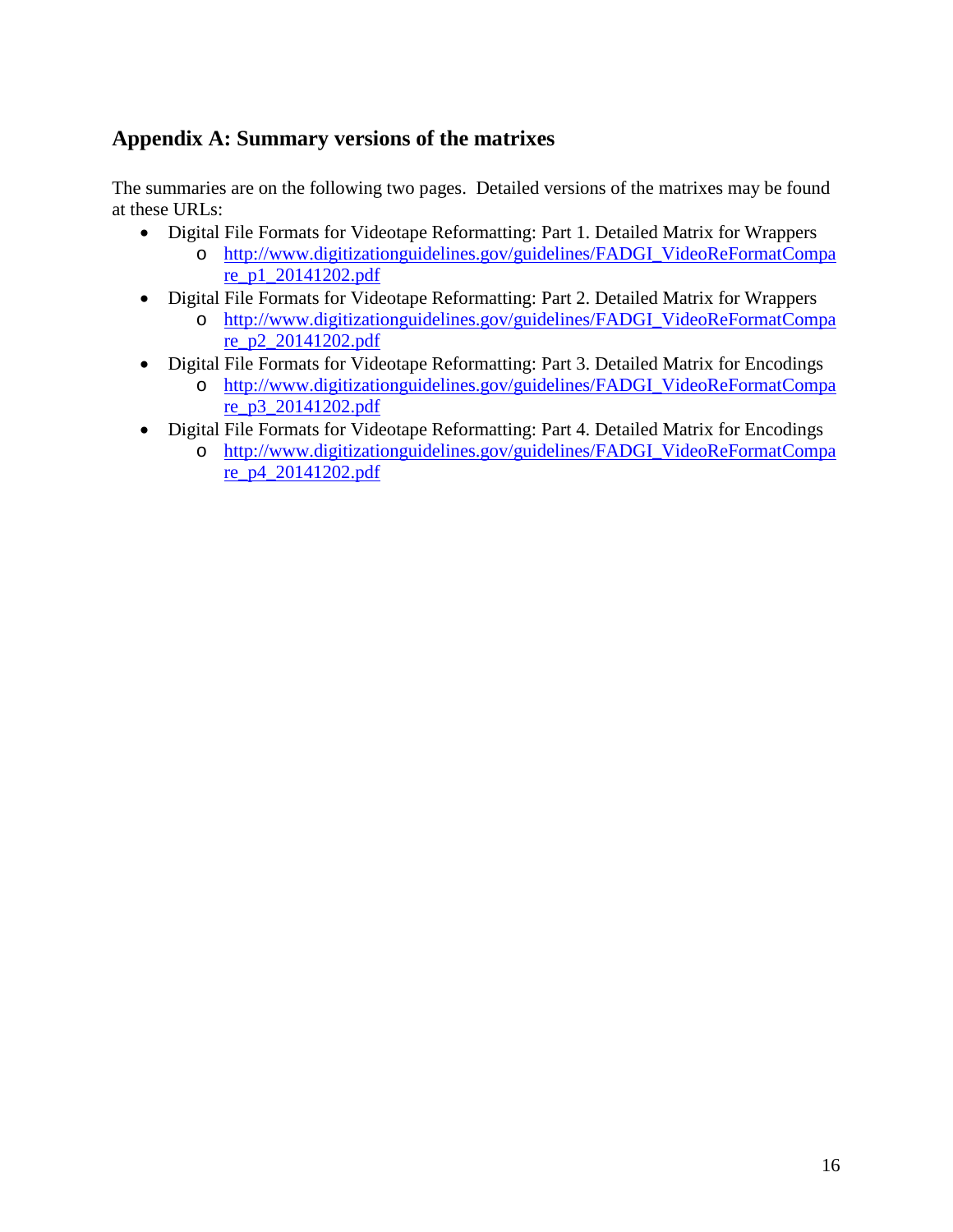## Appendix A: Summary versions of the matrixes

The summaries are on the following two pages. Detailed versions of the matrixes may be found at these URLs:

- Digital File Formats for Videotape Reformatting: Part 1. Detailed Matrix for Wrappers
  - http://www.digitizationguidelines.gov/guidelines/FADGI_VideoReFormatCompare_p1_20141202.pdf
- Digital File Formats for Videotape Reformatting: Part 2. Detailed Matrix for Wrappers
  - http://www.digitizationguidelines.gov/guidelines/FADGI_VideoReFormatCompare_p2_20141202.pdf
- Digital File Formats for Videotape Reformatting: Part 3. Detailed Matrix for Encodings
  - http://www.digitizationguidelines.gov/guidelines/FADGI_VideoReFormatCompare_p3_20141202.pdf
- Digital File Formats for Videotape Reformatting: Part 4. Detailed Matrix for Encodings
  - http://www.digitizationguidelines.gov/guidelines/FADGI_VideoReFormatCompare_p4_20141202.pdf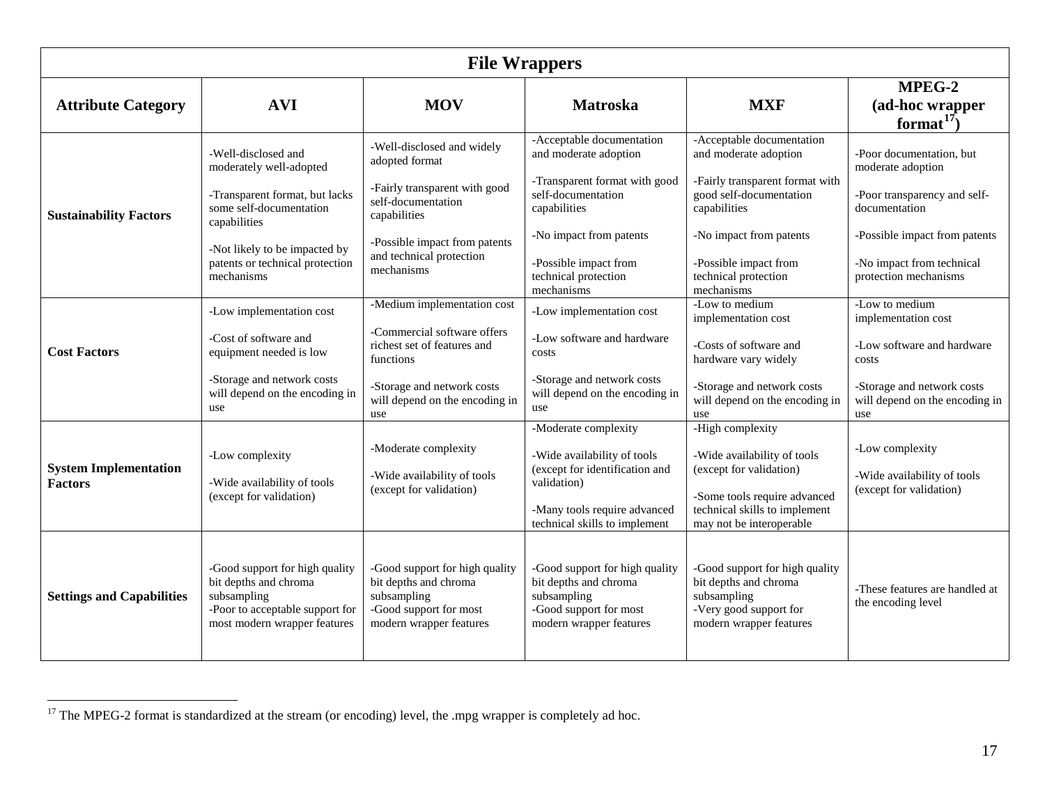| File Wrappers | | | | | |
|---|---|---|---|---|---|
| **Attribute Category** | **AVI** | **MOV** | **Matroska** | **MXF** | **MPEG-2 (ad-hoc wrapper format[17])** |
| **Sustainability Factors** | -Well-disclosed and moderately well-adopted<br><br>-Transparent format, but lacks some self-documentation capabilities<br><br>-Not likely to be impacted by patents or technical protection mechanisms | -Well-disclosed and widely adopted format<br><br>-Fairly transparent with good self-documentation capabilities<br><br>-Possible impact from patents and technical protection mechanisms | -Acceptable documentation and moderate adoption<br><br>-Transparent format with good self-documentation capabilities<br><br>-No impact from patents<br><br>-Possible impact from technical protection mechanisms | -Acceptable documentation and moderate adoption<br><br>-Fairly transparent format with good self-documentation capabilities<br><br>-No impact from patents<br><br>-Possible impact from technical protection mechanisms | -Poor documentation, but moderate adoption<br><br>-Poor transparency and self-documentation<br><br>-Possible impact from patents<br><br>-No impact from technical protection mechanisms |
| **Cost Factors** | -Low implementation cost<br><br>-Cost of software and equipment needed is low<br><br>-Storage and network costs will depend on the encoding in use | -Medium implementation cost<br><br>-Commercial software offers richest set of features and functions<br><br>-Storage and network costs will depend on the encoding in use | -Low implementation cost<br><br>-Low software and hardware costs<br><br>-Storage and network costs will depend on the encoding in use | -Low to medium implementation cost<br><br>-Costs of software and hardware vary widely<br><br>-Storage and network costs will depend on the encoding in use | -Low to medium implementation cost<br><br>-Low software and hardware costs<br><br>-Storage and network costs will depend on the encoding in use |
| **System Implementation Factors** | -Low complexity<br><br>-Wide availability of tools (except for validation) | -Moderate complexity<br><br>-Wide availability of tools (except for validation) | -Moderate complexity<br><br>-Wide availability of tools (except for identification and validation)<br><br>-Many tools require advanced technical skills to implement | -High complexity<br><br>-Wide availability of tools (except for validation)<br><br>-Some tools require advanced technical skills to implement may not be interoperable | -Low complexity<br><br>-Wide availability of tools (except for validation) |
| **Settings and Capabilities** | -Good support for high quality bit depths and chroma subsampling<br>-Poor to acceptable support for most modern wrapper features | -Good support for high quality bit depths and chroma subsampling<br>-Good support for most modern wrapper features | -Good support for high quality bit depths and chroma subsampling<br>-Good support for most modern wrapper features | -Good support for high quality bit depths and chroma subsampling<br>-Very good support for modern wrapper features | -These features are handled at the encoding level |

[17] The MPEG-2 format is standardized at the stream (or encoding) level, the .mpg wrapper is completely ad hoc.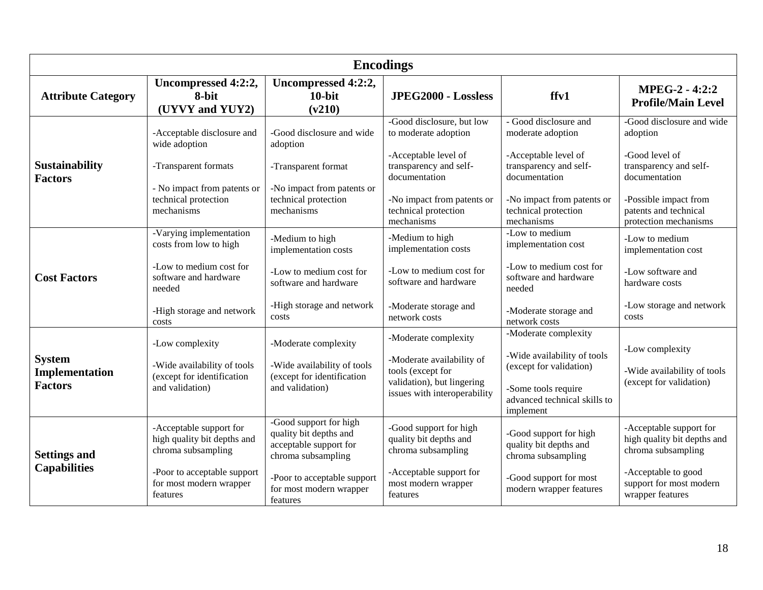| Encodings | | | | | |
|---|---|---|---|---|---|
| **Attribute Category** | **Uncompressed 4:2:2, 8-bit (UYVY and YUY2)** | **Uncompressed 4:2:2, 10-bit (v210)** | **JPEG2000 - Lossless** | **ffv1** | **MPEG-2 - 4:2:2 Profile/Main Level** |
| **Sustainability Factors** | -Acceptable disclosure and wide adoption<br><br>-Transparent formats<br><br>- No impact from patents or technical protection mechanisms | -Good disclosure and wide adoption<br><br>-Transparent format<br><br>-No impact from patents or technical protection mechanisms | -Good disclosure, but low to moderate adoption<br><br>-Acceptable level of transparency and self-documentation<br><br>-No impact from patents or technical protection mechanisms | - Good disclosure and moderate adoption<br><br>-Acceptable level of transparency and self-documentation<br><br>-No impact from patents or technical protection mechanisms | -Good disclosure and wide adoption<br><br>-Good level of transparency and self-documentation<br><br>-Possible impact from patents and technical protection mechanisms |
| **Cost Factors** | -Varying implementation costs from low to high<br><br>-Low to medium cost for software and hardware needed<br><br>-High storage and network costs | -Medium to high implementation costs<br><br>-Low to medium cost for software and hardware<br><br>-High storage and network costs | -Medium to high implementation costs<br><br>-Low to medium cost for software and hardware<br><br>-Moderate storage and network costs | -Low to medium implementation cost<br><br>-Low to medium cost for software and hardware needed<br><br>-Moderate storage and network costs | -Low to medium implementation cost<br><br>-Low software and hardware costs<br><br>-Low storage and network costs |
| **System Implementation Factors** | -Low complexity<br><br>-Wide availability of tools (except for identification and validation) | -Moderate complexity<br><br>-Wide availability of tools (except for identification and validation) | -Moderate complexity<br><br>-Moderate availability of tools (except for validation), but lingering issues with interoperability | -Moderate complexity<br><br>-Wide availability of tools (except for validation)<br><br>-Some tools require advanced technical skills to implement | -Low complexity<br><br>-Wide availability of tools (except for validation) |
| **Settings and Capabilities** | -Acceptable support for high quality bit depths and chroma subsampling<br><br>-Poor to acceptable support for most modern wrapper features | -Good support for high quality bit depths and acceptable support for chroma subsampling<br><br>-Poor to acceptable support for most modern wrapper features | -Good support for high quality bit depths and chroma subsampling<br><br>-Acceptable support for most modern wrapper features | -Good support for high quality bit depths and chroma subsampling<br><br>-Good support for most modern wrapper features | -Acceptable support for high quality bit depths and chroma subsampling<br><br>-Acceptable to good support for most modern wrapper features |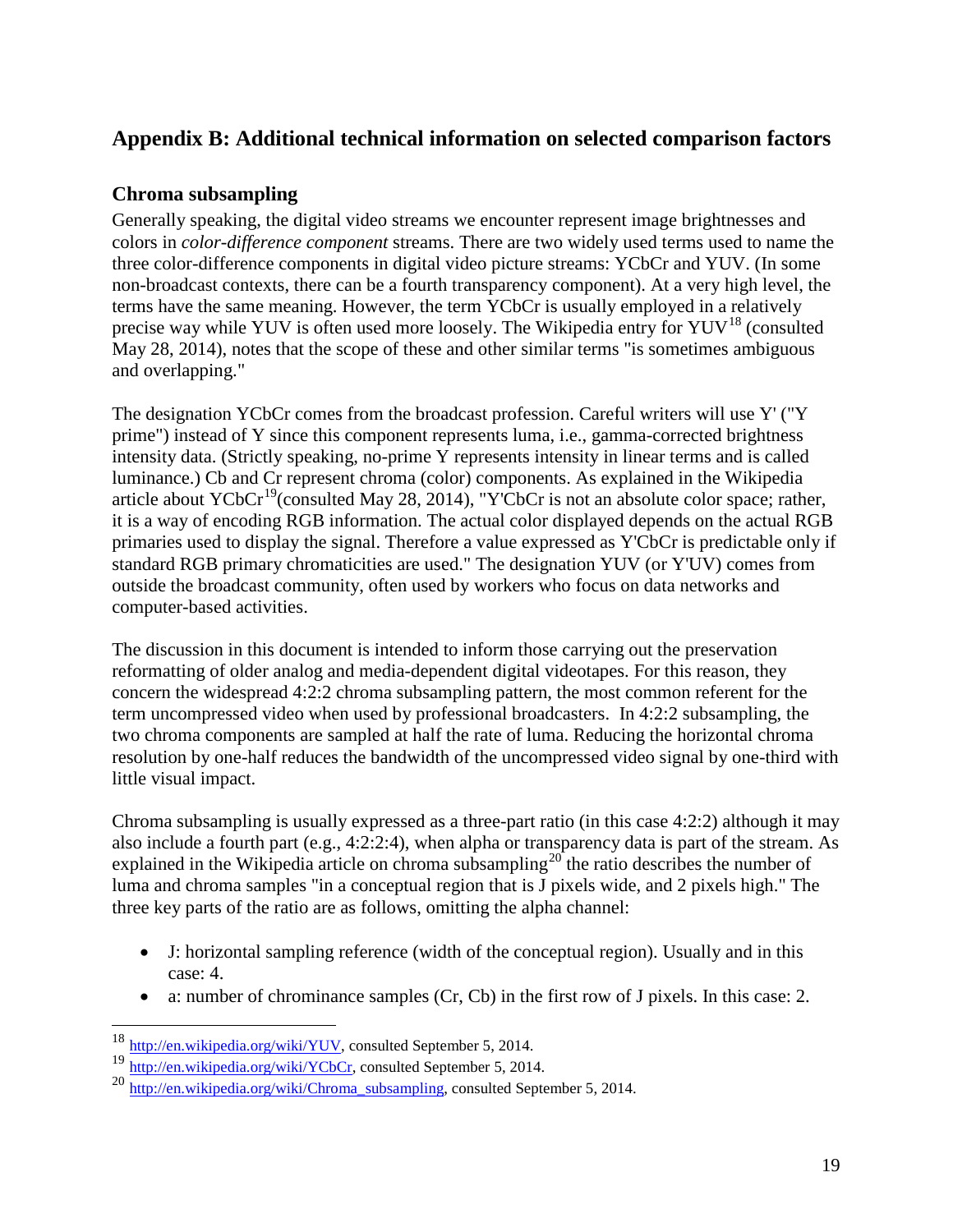## Appendix B: Additional technical information on selected comparison factors

### Chroma subsampling

Generally speaking, the digital video streams we encounter represent image brightnesses and colors in *color-difference component* streams. There are two widely used terms used to name the three color-difference components in digital video picture streams: YCbCr and YUV. (In some non-broadcast contexts, there can be a fourth transparency component). At a very high level, the terms have the same meaning. However, the term YCbCr is usually employed in a relatively precise way while YUV is often used more loosely. The Wikipedia entry for YUV[18] (consulted May 28, 2014), notes that the scope of these and other similar terms "is sometimes ambiguous and overlapping."

The designation YCbCr comes from the broadcast profession. Careful writers will use Y' ("Y prime") instead of Y since this component represents luma, i.e., gamma-corrected brightness intensity data. (Strictly speaking, no-prime Y represents intensity in linear terms and is called luminance.) Cb and Cr represent chroma (color) components. As explained in the Wikipedia article about YCbCr[19](consulted May 28, 2014), "Y'CbCr is not an absolute color space; rather, it is a way of encoding RGB information. The actual color displayed depends on the actual RGB primaries used to display the signal. Therefore a value expressed as Y'CbCr is predictable only if standard RGB primary chromaticities are used." The designation YUV (or Y'UV) comes from outside the broadcast community, often used by workers who focus on data networks and computer-based activities.

The discussion in this document is intended to inform those carrying out the preservation reformatting of older analog and media-dependent digital videotapes. For this reason, they concern the widespread 4:2:2 chroma subsampling pattern, the most common referent for the term uncompressed video when used by professional broadcasters. In 4:2:2 subsampling, the two chroma components are sampled at half the rate of luma. Reducing the horizontal chroma resolution by one-half reduces the bandwidth of the uncompressed video signal by one-third with little visual impact.

Chroma subsampling is usually expressed as a three-part ratio (in this case 4:2:2) although it may also include a fourth part (e.g., 4:2:2:4), when alpha or transparency data is part of the stream. As explained in the Wikipedia article on chroma subsampling[20] the ratio describes the number of luma and chroma samples "in a conceptual region that is J pixels wide, and 2 pixels high." The three key parts of the ratio are as follows, omitting the alpha channel:

- J: horizontal sampling reference (width of the conceptual region). Usually and in this case: 4.
- a: number of chrominance samples (Cr, Cb) in the first row of J pixels. In this case: 2.

---

[18] http://en.wikipedia.org/wiki/YUV, consulted September 5, 2014.

[19] http://en.wikipedia.org/wiki/YCbCr, consulted September 5, 2014.

[20] http://en.wikipedia.org/wiki/Chroma_subsampling, consulted September 5, 2014.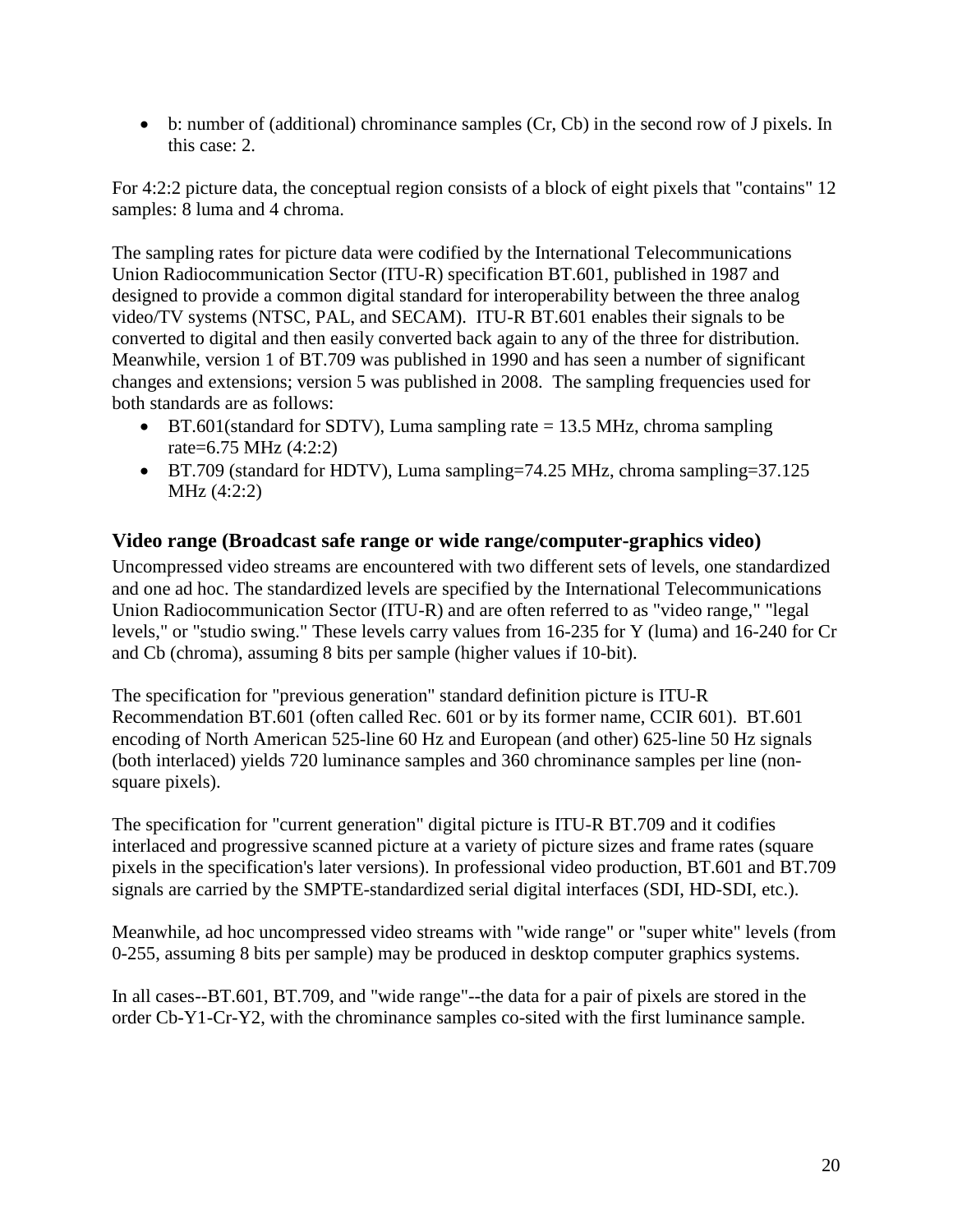- b: number of (additional) chrominance samples (Cr, Cb) in the second row of J pixels. In this case: 2.

For 4:2:2 picture data, the conceptual region consists of a block of eight pixels that "contains" 12 samples: 8 luma and 4 chroma.

The sampling rates for picture data were codified by the International Telecommunications Union Radiocommunication Sector (ITU-R) specification BT.601, published in 1987 and designed to provide a common digital standard for interoperability between the three analog video/TV systems (NTSC, PAL, and SECAM). ITU-R BT.601 enables their signals to be converted to digital and then easily converted back again to any of the three for distribution. Meanwhile, version 1 of BT.709 was published in 1990 and has seen a number of significant changes and extensions; version 5 was published in 2008. The sampling frequencies used for both standards are as follows:

- BT.601(standard for SDTV), Luma sampling rate = 13.5 MHz, chroma sampling rate=6.75 MHz (4:2:2)
- BT.709 (standard for HDTV), Luma sampling=74.25 MHz, chroma sampling=37.125 MHz (4:2:2)

### Video range (Broadcast safe range or wide range/computer-graphics video)

Uncompressed video streams are encountered with two different sets of levels, one standardized and one ad hoc. The standardized levels are specified by the International Telecommunications Union Radiocommunication Sector (ITU-R) and are often referred to as "video range," "legal levels," or "studio swing." These levels carry values from 16-235 for Y (luma) and 16-240 for Cr and Cb (chroma), assuming 8 bits per sample (higher values if 10-bit).

The specification for "previous generation" standard definition picture is ITU-R Recommendation BT.601 (often called Rec. 601 or by its former name, CCIR 601). BT.601 encoding of North American 525-line 60 Hz and European (and other) 625-line 50 Hz signals (both interlaced) yields 720 luminance samples and 360 chrominance samples per line (non-square pixels).

The specification for "current generation" digital picture is ITU-R BT.709 and it codifies interlaced and progressive scanned picture at a variety of picture sizes and frame rates (square pixels in the specification's later versions). In professional video production, BT.601 and BT.709 signals are carried by the SMPTE-standardized serial digital interfaces (SDI, HD-SDI, etc.).

Meanwhile, ad hoc uncompressed video streams with "wide range" or "super white" levels (from 0-255, assuming 8 bits per sample) may be produced in desktop computer graphics systems.

In all cases--BT.601, BT.709, and "wide range"--the data for a pair of pixels are stored in the order Cb-Y1-Cr-Y2, with the chrominance samples co-sited with the first luminance sample.